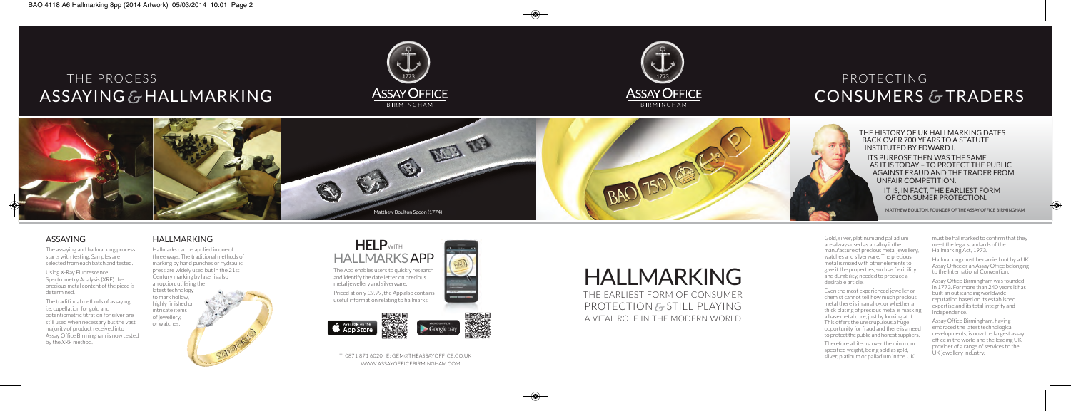# THE PROCESS
# ASSAYING & HALLMARKING

Matthew Boulton Spoon (1774)

## ASSAYING

The assaying and hallmarking process starts with testing. Samples are selected from each batch and tested.

Using X-Ray Fluorescence Spectrometry Analysis (XRF) the precious metal content of the piece is determined.

The traditional methods of assaying i.e. cupellation for gold and potentiometric titration for silver are still used when necessary but the vast majority of product received into Assay Office Birmingham is now tested by the XRF method.

## HALLMARKING

Hallmarks can be applied in one of three ways. The traditional methods of marking by hand punches or hydraulic press are widely used but in the 21st Century marking by laser is also an option, utilising the latest technology to mark hollow, highly finished or intricate items of jewellery, or watches.

## HELP WITH HALLMARKS APP

The App enables users to quickly research and identify the date letter on precious metal jewellery and silverware.

Priced at only £9.99, the App also contains useful information relating to hallmarks.

Available on the App Store

Google play

T: 0871 871 6020 E: GEM@THEASSAYOFFICE.CO.UK
WWW.ASSAYOFFICEBIRMINGHAM.COM

# HALLMARKING

## THE EARLIEST FORM OF CONSUMER PROTECTION & STILL PLAYING A VITAL ROLE IN THE MODERN WORLD

# PROTECTING
# CONSUMERS & TRADERS

THE HISTORY OF UK HALLMARKING DATES BACK OVER 700 YEARS TO A STATUTE INSTITUTED BY EDWARD I.

ITS PURPOSE THEN WAS THE SAME AS IT IS TODAY – TO PROTECT THE PUBLIC AGAINST FRAUD AND THE TRADER FROM UNFAIR COMPETITION.

IT IS, IN FACT, THE EARLIEST FORM OF CONSUMER PROTECTION.

MATTHEW BOULTON, FOUNDER OF THE ASSAY OFFICE BIRMINGHAM

Gold, silver, platinum and palladium are always used as an alloy in the manufacture of precious metal jewellery, watches and silverware. The precious metal is mixed with other elements to give it the properties, such as flexibility and durability, needed to produce a desirable article.

Even the most experienced jeweller or chemist cannot tell how much precious metal there is in an alloy, or whether a thick plating of precious metal is masking a base metal core, just by looking at it. This offers the unscrupulous a huge opportunity for fraud and there is a need to protect the public and honest suppliers.

Therefore all items, over the minimum specified weight, being sold as gold, silver, platinum or palladium in the UK must be hallmarked to confirm that they meet the legal standards of the Hallmarking Act, 1973.

Hallmarking must be carried out by a UK Assay Office or an Assay Office belonging to the International Convention.

Assay Office Birmingham was founded in 1773. For more than 240 years it has built an outstanding worldwide reputation based on its established expertise and its total integrity and independence.

Assay Office Birmingham, having embraced the latest technological developments, is now the largest assay office in the world and the leading UK provider of a range of services to the UK jewellery industry.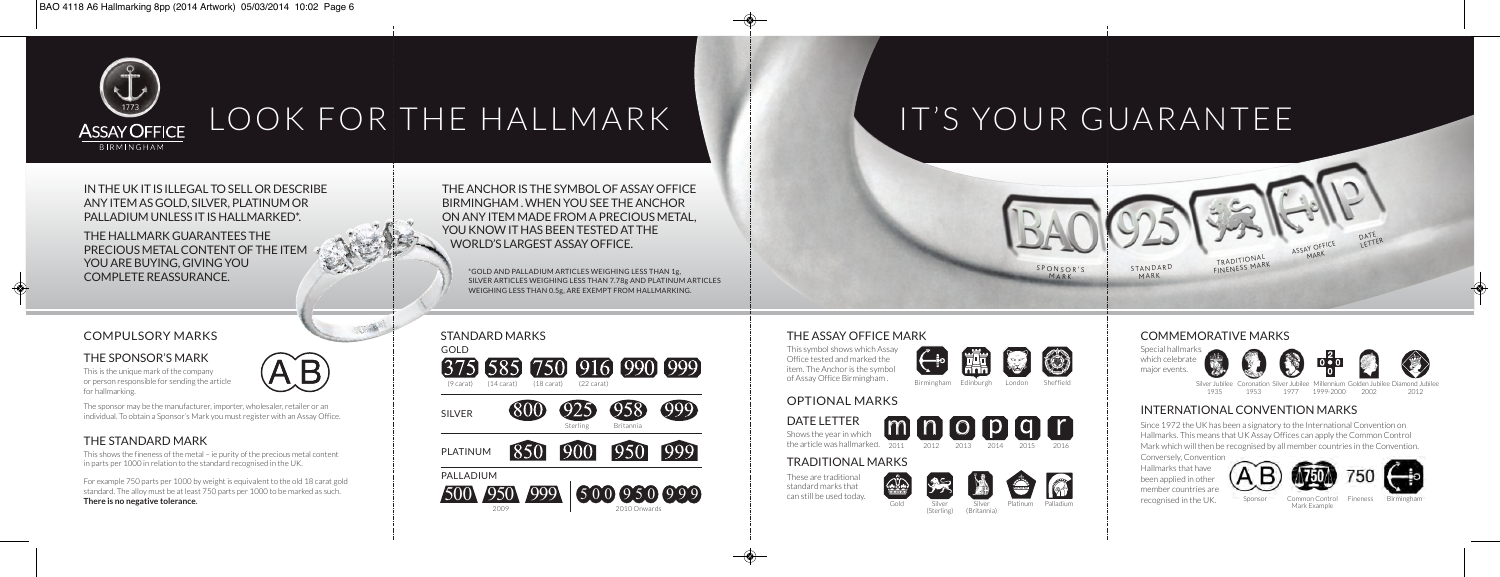# LOOK FOR THE HALLMARK

# IT'S YOUR GUARANTEE

IN THE UK IT IS ILLEGAL TO SELL OR DESCRIBE ANY ITEM AS GOLD, SILVER, PLATINUM OR PALLADIUM UNLESS IT IS HALLMARKED*.

THE HALLMARK GUARANTEES THE PRECIOUS METAL CONTENT OF THE ITEM YOU ARE BUYING, GIVING YOU COMPLETE REASSURANCE.

THE ANCHOR IS THE SYMBOL OF ASSAY OFFICE BIRMINGHAM . WHEN YOU SEE THE ANCHOR ON ANY ITEM MADE FROM A PRECIOUS METAL, YOU KNOW IT HAS BEEN TESTED AT THE WORLD'S LARGEST ASSAY OFFICE.

*GOLD AND PALLADIUM ARTICLES WEIGHING LESS THAN 1g, SILVER ARTICLES WEIGHING LESS THAN 7.78g AND PLATINUM ARTICLES WEIGHING LESS THAN 0.5g, ARE EXEMPT FROM HALLMARKING.

BAO 925 — SPONSOR'S MARK · STANDARD MARK · TRADITIONAL FINENESS MARK · ASSAY OFFICE MARK · DATE LETTER

## COMPULSORY MARKS

### THE SPONSOR'S MARK

This is the unique mark of the company or person responsible for sending the article for hallmarking.

The sponsor may be the manufacturer, importer, wholesaler, retailer or an individual. To obtain a Sponsor's Mark you must register with an Assay Office.

### THE STANDARD MARK

This shows the fineness of the metal – ie purity of the precious metal content in parts per 1000 in relation to the standard recognised in the UK.

For example 750 parts per 1000 by weight is equivalent to the old 18 carat gold standard. The alloy must be at least 750 parts per 1000 to be marked as such. **There is no negative tolerance.**

## STANDARD MARKS

GOLD

375 (9 carat) · 585 (14 carat) · 750 (18 carat) · 916 (22 carat) · 990 · 999

SILVER

800 · 925 (Sterling) · 958 (Britannia) · 999

PLATINUM

850 · 900 · 950 · 999

PALLADIUM

500 · 950 · 999 (2009) | 500 · 950 · 999 (2010 Onwards)

## THE ASSAY OFFICE MARK

This symbol shows which Assay Office tested and marked the item. The Anchor is the symbol of Assay Office Birmingham.

Birmingham · Edinburgh · London · Sheffield

## OPTIONAL MARKS

### DATE LETTER

Shows the year in which the article was hallmarked.

m 2011 · n 2012 · o 2013 · p 2014 · q 2015 · r 2016

### TRADITIONAL MARKS

These are traditional standard marks that can still be used today.

Gold · Silver (Sterling) · Silver (Britannia) · Platinum · Palladium

## COMMEMORATIVE MARKS

Special hallmarks which celebrate major events.

Silver Jubilee 1935 · Coronation 1953 · Silver Jubilee 1977 · Millennium 1999-2000 · Golden Jubilee 2002 · Diamond Jubilee 2012

## INTERNATIONAL CONVENTION MARKS

Since 1972 the UK has been a signatory to the International Convention on Hallmarks. This means that UK Assay Offices can apply the Common Control Mark which will then be recognised by all member countries in the Convention.

Conversely, Convention Hallmarks that have been applied in other member countries are recognised in the UK.

Sponsor · Common Control Mark Example · Fineness · Birmingham